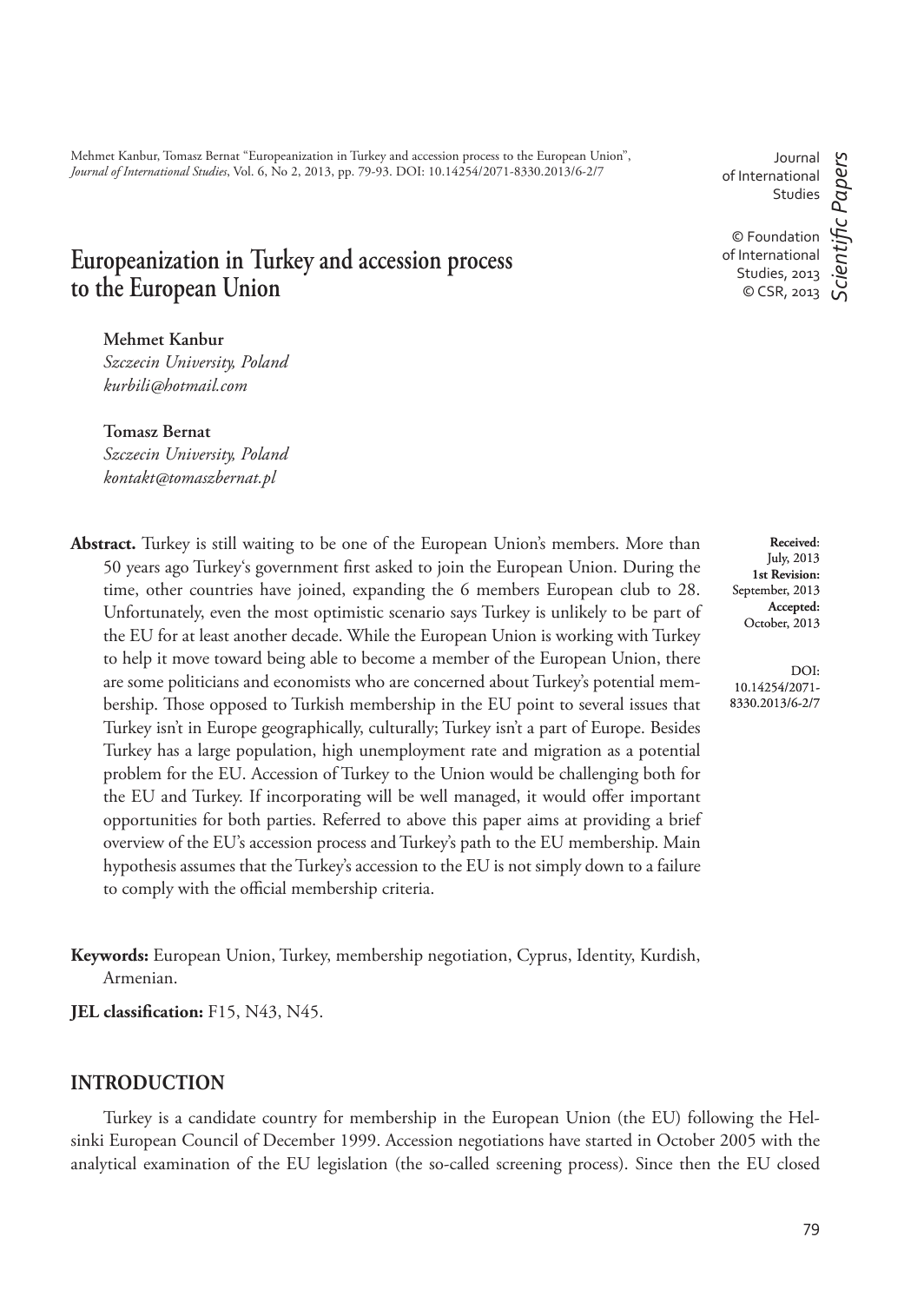Mehmet Kanbur, Tomasz Bernat "Europeanization in Turkey and accession process to the European Union", *Journal of International Studies*, Vol. 6, No 2, 2013, pp. 79-93. DOI: 10.14254/2071-8330.2013/6-2/7

Journal of International Studies

© Foundation of International Studies, 2013
© CSR, 2013

*Scientific Papers*

# Europeanization in Turkey and accession process to the European Union

**Mehmet Kanbur**
*Szczecin University, Poland*
*kurbili@hotmail.com*

**Tomasz Bernat**
*Szczecin University, Poland*
*kontakt@tomaszbernat.pl*

**Received**: July, 2013
**1st Revision:** September, 2013
**Accepted:** October, 2013

DOI: 10.14254/2071-8330.2013/6-2/7

**Abstract.** Turkey is still waiting to be one of the European Union's members. More than 50 years ago Turkey's government first asked to join the European Union. During the time, other countries have joined, expanding the 6 members European club to 28. Unfortunately, even the most optimistic scenario says Turkey is unlikely to be part of the EU for at least another decade. While the European Union is working with Turkey to help it move toward being able to become a member of the European Union, there are some politicians and economists who are concerned about Turkey's potential membership. Those opposed to Turkish membership in the EU point to several issues that Turkey isn't in Europe geographically, culturally; Turkey isn't a part of Europe. Besides Turkey has a large population, high unemployment rate and migration as a potential problem for the EU. Accession of Turkey to the Union would be challenging both for the EU and Turkey. If incorporating will be well managed, it would offer important opportunities for both parties. Referred to above this paper aims at providing a brief overview of the EU's accession process and Turkey's path to the EU membership. Main hypothesis assumes that the Turkey's accession to the EU is not simply down to a failure to comply with the official membership criteria.

**Keywords:** European Union, Turkey, membership negotiation, Cyprus, Identity, Kurdish, Armenian.

**JEL classification:** F15, N43, N45.

## INTRODUCTION

Turkey is a candidate country for membership in the European Union (the EU) following the Helsinki European Council of December 1999. Accession negotiations have started in October 2005 with the analytical examination of the EU legislation (the so-called screening process). Since then the EU closed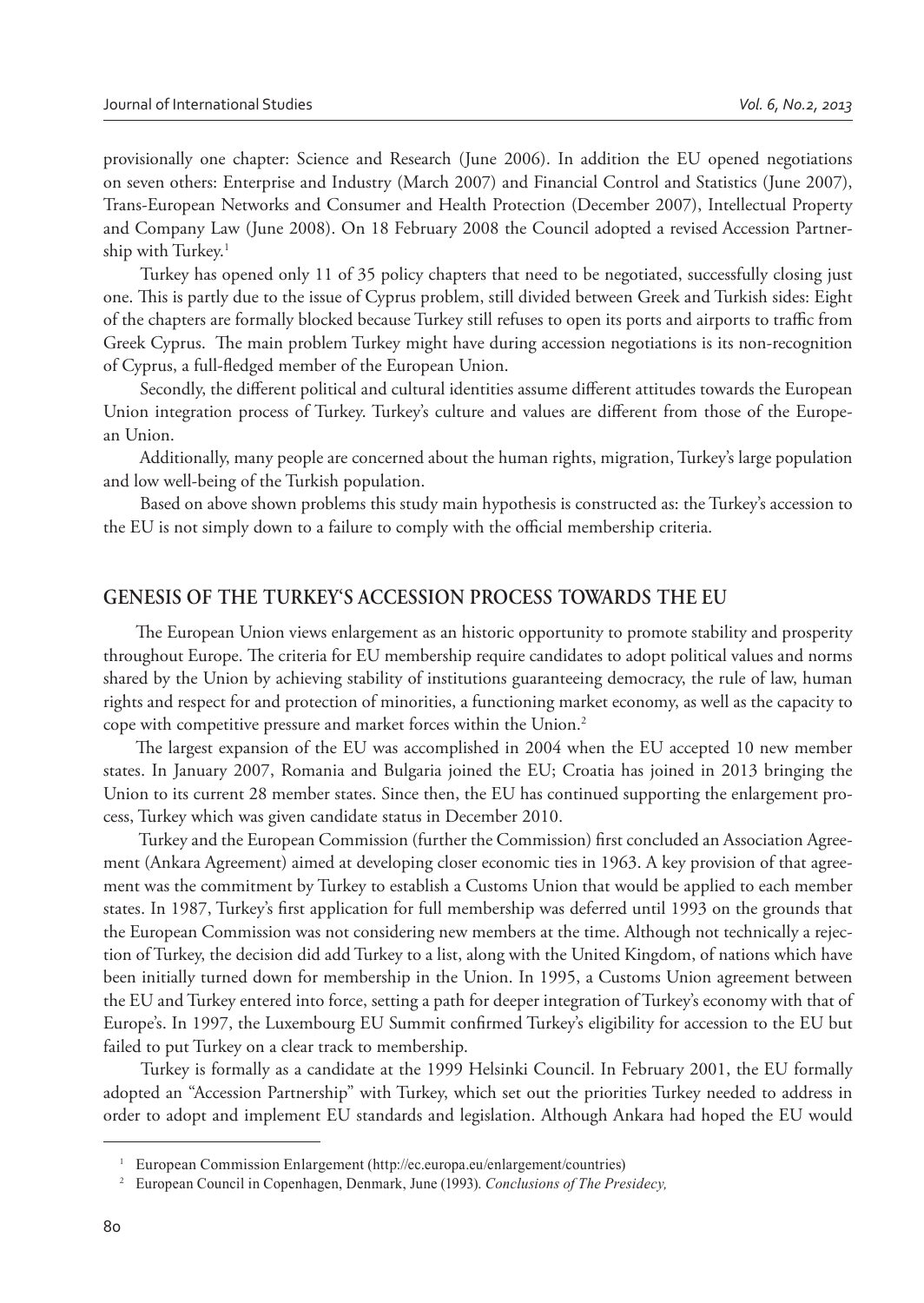provisionally one chapter: Science and Research (June 2006). In addition the EU opened negotiations on seven others: Enterprise and Industry (March 2007) and Financial Control and Statistics (June 2007), Trans-European Networks and Consumer and Health Protection (December 2007), Intellectual Property and Company Law (June 2008). On 18 February 2008 the Council adopted a revised Accession Partnership with Turkey.[1]

Turkey has opened only 11 of 35 policy chapters that need to be negotiated, successfully closing just one. This is partly due to the issue of Cyprus problem, still divided between Greek and Turkish sides: Eight of the chapters are formally blocked because Turkey still refuses to open its ports and airports to traffic from Greek Cyprus. The main problem Turkey might have during accession negotiations is its non-recognition of Cyprus, a full-fledged member of the European Union.

Secondly, the different political and cultural identities assume different attitudes towards the European Union integration process of Turkey. Turkey's culture and values are different from those of the European Union.

Additionally, many people are concerned about the human rights, migration, Turkey's large population and low well-being of the Turkish population.

Based on above shown problems this study main hypothesis is constructed as: the Turkey's accession to the EU is not simply down to a failure to comply with the official membership criteria.

## GENESIS OF THE TURKEY'S ACCESSION PROCESS TOWARDS THE EU

The European Union views enlargement as an historic opportunity to promote stability and prosperity throughout Europe. The criteria for EU membership require candidates to adopt political values and norms shared by the Union by achieving stability of institutions guaranteeing democracy, the rule of law, human rights and respect for and protection of minorities, a functioning market economy, as well as the capacity to cope with competitive pressure and market forces within the Union.[2]

The largest expansion of the EU was accomplished in 2004 when the EU accepted 10 new member states. In January 2007, Romania and Bulgaria joined the EU; Croatia has joined in 2013 bringing the Union to its current 28 member states. Since then, the EU has continued supporting the enlargement process, Turkey which was given candidate status in December 2010.

Turkey and the European Commission (further the Commission) first concluded an Association Agreement (Ankara Agreement) aimed at developing closer economic ties in 1963. A key provision of that agreement was the commitment by Turkey to establish a Customs Union that would be applied to each member states. In 1987, Turkey's first application for full membership was deferred until 1993 on the grounds that the European Commission was not considering new members at the time. Although not technically a rejection of Turkey, the decision did add Turkey to a list, along with the United Kingdom, of nations which have been initially turned down for membership in the Union. In 1995, a Customs Union agreement between the EU and Turkey entered into force, setting a path for deeper integration of Turkey's economy with that of Europe's. In 1997, the Luxembourg EU Summit confirmed Turkey's eligibility for accession to the EU but failed to put Turkey on a clear track to membership.

Turkey is formally as a candidate at the 1999 Helsinki Council. In February 2001, the EU formally adopted an "Accession Partnership" with Turkey, which set out the priorities Turkey needed to address in order to adopt and implement EU standards and legislation. Although Ankara had hoped the EU would

[1] European Commission Enlargement (http://ec.europa.eu/enlargement/countries)

[2] European Council in Copenhagen, Denmark, June (1993). *Conclusions of The Presidecy,*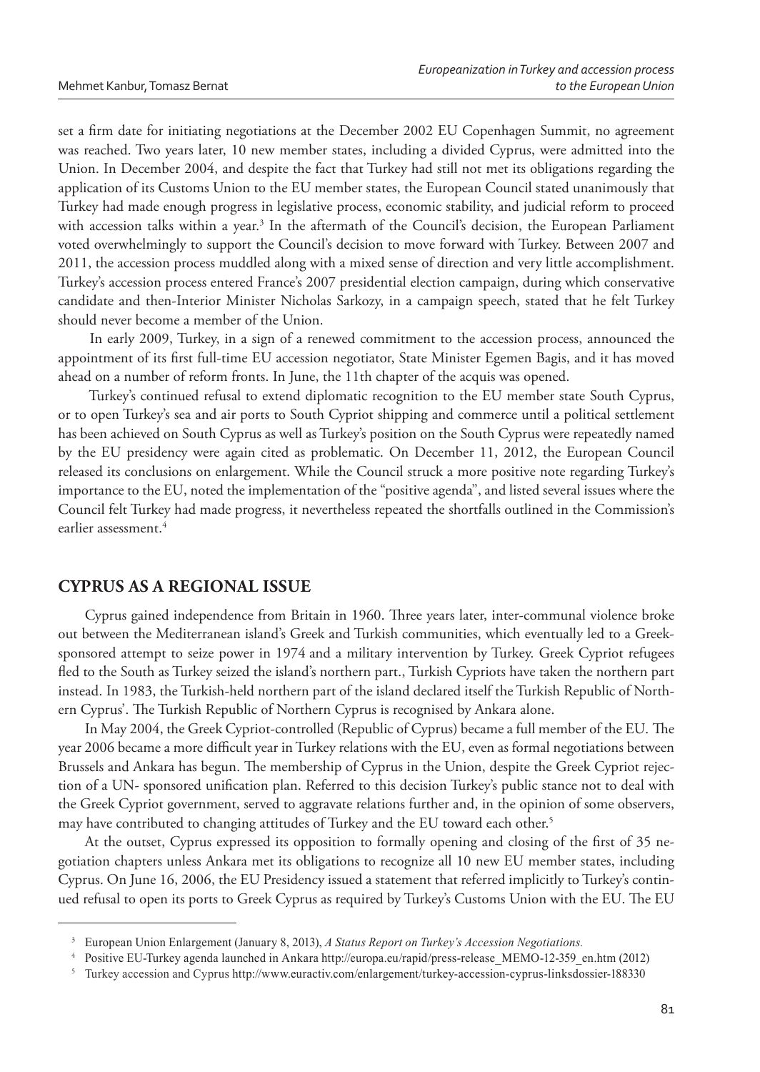set a firm date for initiating negotiations at the December 2002 EU Copenhagen Summit, no agreement was reached. Two years later, 10 new member states, including a divided Cyprus, were admitted into the Union. In December 2004, and despite the fact that Turkey had still not met its obligations regarding the application of its Customs Union to the EU member states, the European Council stated unanimously that Turkey had made enough progress in legislative process, economic stability, and judicial reform to proceed with accession talks within a year.[3] In the aftermath of the Council's decision, the European Parliament voted overwhelmingly to support the Council's decision to move forward with Turkey. Between 2007 and 2011, the accession process muddled along with a mixed sense of direction and very little accomplishment. Turkey's accession process entered France's 2007 presidential election campaign, during which conservative candidate and then-Interior Minister Nicholas Sarkozy, in a campaign speech, stated that he felt Turkey should never become a member of the Union.

In early 2009, Turkey, in a sign of a renewed commitment to the accession process, announced the appointment of its first full-time EU accession negotiator, State Minister Egemen Bagis, and it has moved ahead on a number of reform fronts. In June, the 11th chapter of the acquis was opened.

Turkey's continued refusal to extend diplomatic recognition to the EU member state South Cyprus, or to open Turkey's sea and air ports to South Cypriot shipping and commerce until a political settlement has been achieved on South Cyprus as well as Turkey's position on the South Cyprus were repeatedly named by the EU presidency were again cited as problematic. On December 11, 2012, the European Council released its conclusions on enlargement. While the Council struck a more positive note regarding Turkey's importance to the EU, noted the implementation of the "positive agenda", and listed several issues where the Council felt Turkey had made progress, it nevertheless repeated the shortfalls outlined in the Commission's earlier assessment.[4]

## CYPRUS AS A REGIONAL ISSUE

Cyprus gained independence from Britain in 1960. Three years later, inter-communal violence broke out between the Mediterranean island's Greek and Turkish communities, which eventually led to a Greek-sponsored attempt to seize power in 1974 and a military intervention by Turkey. Greek Cypriot refugees fled to the South as Turkey seized the island's northern part., Turkish Cypriots have taken the northern part instead. In 1983, the Turkish-held northern part of the island declared itself the Turkish Republic of Northern Cyprus'. The Turkish Republic of Northern Cyprus is recognised by Ankara alone.

In May 2004, the Greek Cypriot-controlled (Republic of Cyprus) became a full member of the EU. The year 2006 became a more difficult year in Turkey relations with the EU, even as formal negotiations between Brussels and Ankara has begun. The membership of Cyprus in the Union, despite the Greek Cypriot rejection of a UN- sponsored unification plan. Referred to this decision Turkey's public stance not to deal with the Greek Cypriot government, served to aggravate relations further and, in the opinion of some observers, may have contributed to changing attitudes of Turkey and the EU toward each other.[5]

At the outset, Cyprus expressed its opposition to formally opening and closing of the first of 35 negotiation chapters unless Ankara met its obligations to recognize all 10 new EU member states, including Cyprus. On June 16, 2006, the EU Presidency issued a statement that referred implicitly to Turkey's continued refusal to open its ports to Greek Cyprus as required by Turkey's Customs Union with the EU. The EU

---

[3] European Union Enlargement (January 8, 2013), *A Status Report on Turkey's Accession Negotiations.*

[4] Positive EU-Turkey agenda launched in Ankara http://europa.eu/rapid/press-release_MEMO-12-359_en.htm (2012)

[5] Turkey accession and Cyprus http://www.euractiv.com/enlargement/turkey-accession-cyprus-linksdossier-188330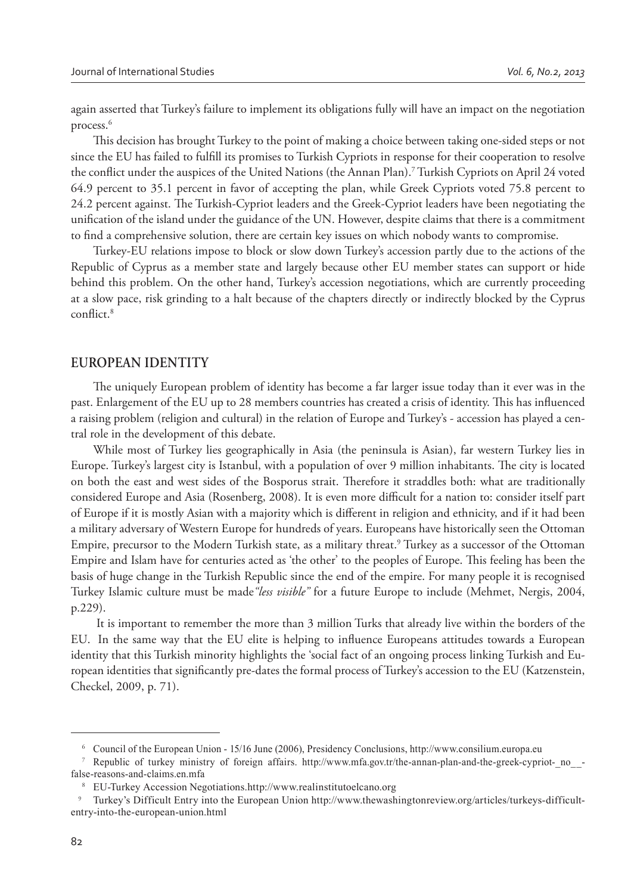again asserted that Turkey's failure to implement its obligations fully will have an impact on the negotiation process.[6]

This decision has brought Turkey to the point of making a choice between taking one-sided steps or not since the EU has failed to fulfill its promises to Turkish Cypriots in response for their cooperation to resolve the conflict under the auspices of the United Nations (the Annan Plan).[7] Turkish Cypriots on April 24 voted 64.9 percent to 35.1 percent in favor of accepting the plan, while Greek Cypriots voted 75.8 percent to 24.2 percent against. The Turkish-Cypriot leaders and the Greek-Cypriot leaders have been negotiating the unification of the island under the guidance of the UN. However, despite claims that there is a commitment to find a comprehensive solution, there are certain key issues on which nobody wants to compromise.

Turkey-EU relations impose to block or slow down Turkey's accession partly due to the actions of the Republic of Cyprus as a member state and largely because other EU member states can support or hide behind this problem. On the other hand, Turkey's accession negotiations, which are currently proceeding at a slow pace, risk grinding to a halt because of the chapters directly or indirectly blocked by the Cyprus conflict.[8]

## EUROPEAN IDENTITY

The uniquely European problem of identity has become a far larger issue today than it ever was in the past. Enlargement of the EU up to 28 members countries has created a crisis of identity. This has influenced a raising problem (religion and cultural) in the relation of Europe and Turkey's - accession has played a central role in the development of this debate.

While most of Turkey lies geographically in Asia (the peninsula is Asian), far western Turkey lies in Europe. Turkey's largest city is Istanbul, with a population of over 9 million inhabitants. The city is located on both the east and west sides of the Bosporus strait. Therefore it straddles both: what are traditionally considered Europe and Asia (Rosenberg, 2008). It is even more difficult for a nation to: consider itself part of Europe if it is mostly Asian with a majority which is different in religion and ethnicity, and if it had been a military adversary of Western Europe for hundreds of years. Europeans have historically seen the Ottoman Empire, precursor to the Modern Turkish state, as a military threat.[9] Turkey as a successor of the Ottoman Empire and Islam have for centuries acted as 'the other' to the peoples of Europe. This feeling has been the basis of huge change in the Turkish Republic since the end of the empire. For many people it is recognised Turkey Islamic culture must be made *"less visible"* for a future Europe to include (Mehmet, Nergis, 2004, p.229).

It is important to remember the more than 3 million Turks that already live within the borders of the EU. In the same way that the EU elite is helping to influence Europeans attitudes towards a European identity that this Turkish minority highlights the 'social fact of an ongoing process linking Turkish and European identities that significantly pre-dates the formal process of Turkey's accession to the EU (Katzenstein, Checkel, 2009, p. 71).

---

[6] Council of the European Union - 15/16 June (2006), Presidency Conclusions, http://www.consilium.europa.eu

[7] Republic of turkey ministry of foreign affairs. http://www.mfa.gov.tr/the-annan-plan-and-the-greek-cypriot-_no__-false-reasons-and-claims.en.mfa

[8] EU-Turkey Accession Negotiations.http://www.realinstitutoelcano.org

[9] Turkey's Difficult Entry into the European Union http://www.thewashingtonreview.org/articles/turkeys-difficult-entry-into-the-european-union.html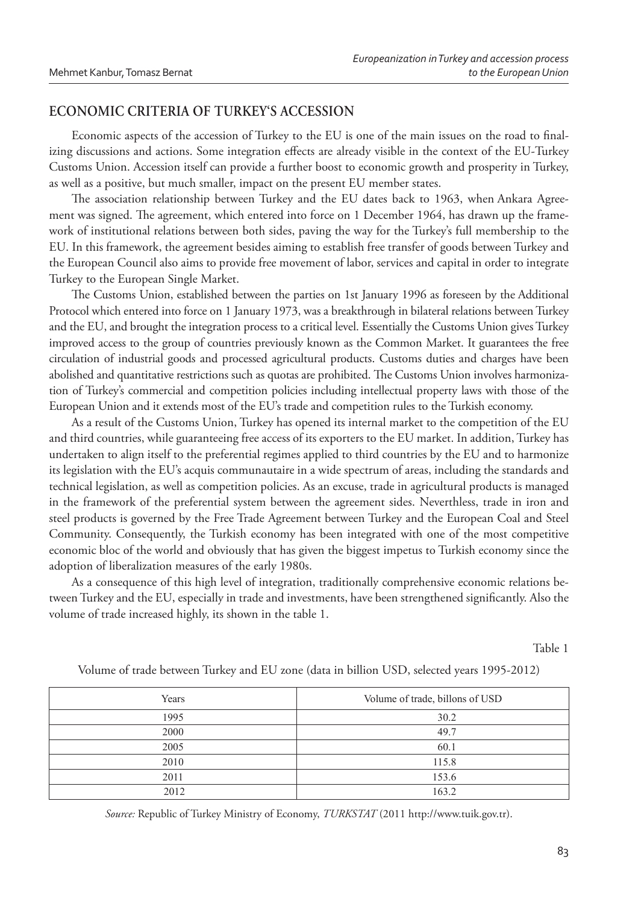## ECONOMIC CRITERIA OF TURKEY'S ACCESSION

Economic aspects of the accession of Turkey to the EU is one of the main issues on the road to finalizing discussions and actions. Some integration effects are already visible in the context of the EU-Turkey Customs Union. Accession itself can provide a further boost to economic growth and prosperity in Turkey, as well as a positive, but much smaller, impact on the present EU member states.

The association relationship between Turkey and the EU dates back to 1963, when Ankara Agreement was signed. The agreement, which entered into force on 1 December 1964, has drawn up the framework of institutional relations between both sides, paving the way for the Turkey's full membership to the EU. In this framework, the agreement besides aiming to establish free transfer of goods between Turkey and the European Council also aims to provide free movement of labor, services and capital in order to integrate Turkey to the European Single Market.

The Customs Union, established between the parties on 1st January 1996 as foreseen by the Additional Protocol which entered into force on 1 January 1973, was a breakthrough in bilateral relations between Turkey and the EU, and brought the integration process to a critical level. Essentially the Customs Union gives Turkey improved access to the group of countries previously known as the Common Market. It guarantees the free circulation of industrial goods and processed agricultural products. Customs duties and charges have been abolished and quantitative restrictions such as quotas are prohibited. The Customs Union involves harmonization of Turkey's commercial and competition policies including intellectual property laws with those of the European Union and it extends most of the EU's trade and competition rules to the Turkish economy.

As a result of the Customs Union, Turkey has opened its internal market to the competition of the EU and third countries, while guaranteeing free access of its exporters to the EU market. In addition, Turkey has undertaken to align itself to the preferential regimes applied to third countries by the EU and to harmonize its legislation with the EU's acquis communautaire in a wide spectrum of areas, including the standards and technical legislation, as well as competition policies. As an excuse, trade in agricultural products is managed in the framework of the preferential system between the agreement sides. Neverthless, trade in iron and steel products is governed by the Free Trade Agreement between Turkey and the European Coal and Steel Community. Consequently, the Turkish economy has been integrated with one of the most competitive economic bloc of the world and obviously that has given the biggest impetus to Turkish economy since the adoption of liberalization measures of the early 1980s.

As a consequence of this high level of integration, traditionally comprehensive economic relations between Turkey and the EU, especially in trade and investments, have been strengthened significantly. Also the volume of trade increased highly, its shown in the table 1.

Table 1

Volume of trade between Turkey and EU zone (data in billion USD, selected years 1995-2012)

| Years | Volume of trade, billons of USD |
|---|---|
| 1995 | 30.2 |
| 2000 | 49.7 |
| 2005 | 60.1 |
| 2010 | 115.8 |
| 2011 | 153.6 |
| 2012 | 163.2 |

*Source:* Republic of Turkey Ministry of Economy, *TURKSTAT* (2011 http://www.tuik.gov.tr).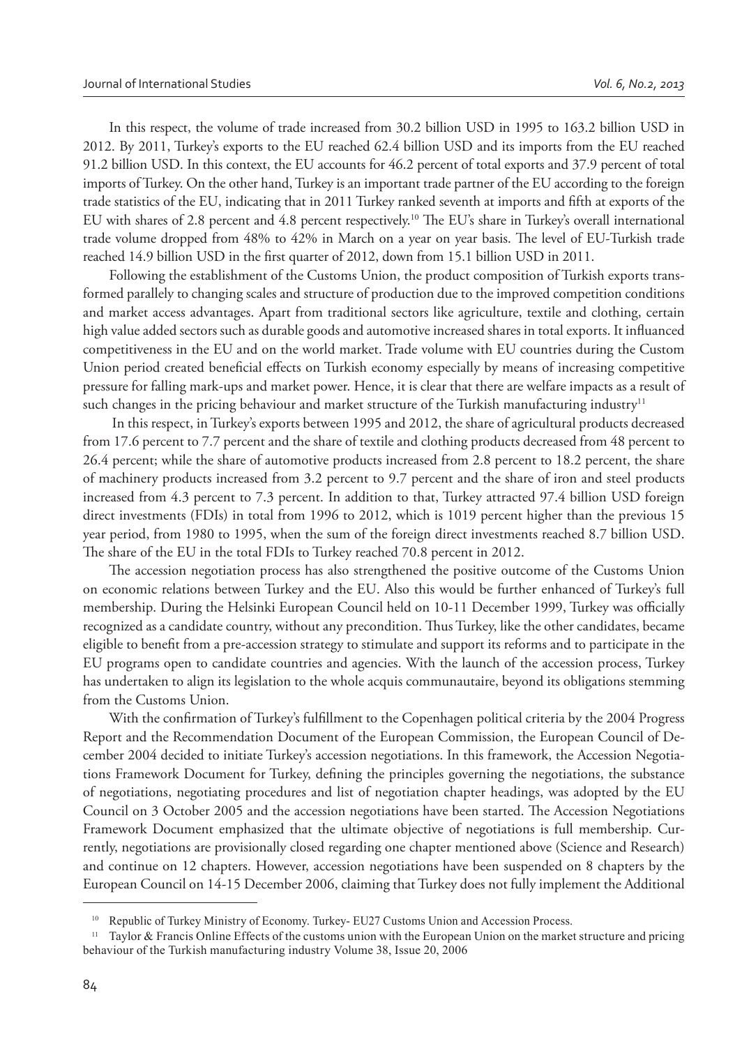In this respect, the volume of trade increased from 30.2 billion USD in 1995 to 163.2 billion USD in 2012. By 2011, Turkey's exports to the EU reached 62.4 billion USD and its imports from the EU reached 91.2 billion USD. In this context, the EU accounts for 46.2 percent of total exports and 37.9 percent of total imports of Turkey. On the other hand, Turkey is an important trade partner of the EU according to the foreign trade statistics of the EU, indicating that in 2011 Turkey ranked seventh at imports and fifth at exports of the EU with shares of 2.8 percent and 4.8 percent respectively.[10] The EU's share in Turkey's overall international trade volume dropped from 48% to 42% in March on a year on year basis. The level of EU-Turkish trade reached 14.9 billion USD in the first quarter of 2012, down from 15.1 billion USD in 2011.

Following the establishment of the Customs Union, the product composition of Turkish exports transformed parallely to changing scales and structure of production due to the improved competition conditions and market access advantages. Apart from traditional sectors like agriculture, textile and clothing, certain high value added sectors such as durable goods and automotive increased shares in total exports. It influanced competitiveness in the EU and on the world market. Trade volume with EU countries during the Custom Union period created beneficial effects on Turkish economy especially by means of increasing competitive pressure for falling mark-ups and market power. Hence, it is clear that there are welfare impacts as a result of such changes in the pricing behaviour and market structure of the Turkish manufacturing industry[11]

In this respect, in Turkey's exports between 1995 and 2012, the share of agricultural products decreased from 17.6 percent to 7.7 percent and the share of textile and clothing products decreased from 48 percent to 26.4 percent; while the share of automotive products increased from 2.8 percent to 18.2 percent, the share of machinery products increased from 3.2 percent to 9.7 percent and the share of iron and steel products increased from 4.3 percent to 7.3 percent. In addition to that, Turkey attracted 97.4 billion USD foreign direct investments (FDIs) in total from 1996 to 2012, which is 1019 percent higher than the previous 15 year period, from 1980 to 1995, when the sum of the foreign direct investments reached 8.7 billion USD. The share of the EU in the total FDIs to Turkey reached 70.8 percent in 2012.

The accession negotiation process has also strengthened the positive outcome of the Customs Union on economic relations between Turkey and the EU. Also this would be further enhanced of Turkey's full membership. During the Helsinki European Council held on 10-11 December 1999, Turkey was officially recognized as a candidate country, without any precondition. Thus Turkey, like the other candidates, became eligible to benefit from a pre-accession strategy to stimulate and support its reforms and to participate in the EU programs open to candidate countries and agencies. With the launch of the accession process, Turkey has undertaken to align its legislation to the whole acquis communautaire, beyond its obligations stemming from the Customs Union.

With the confirmation of Turkey's fulfillment to the Copenhagen political criteria by the 2004 Progress Report and the Recommendation Document of the European Commission, the European Council of December 2004 decided to initiate Turkey's accession negotiations. In this framework, the Accession Negotiations Framework Document for Turkey, defining the principles governing the negotiations, the substance of negotiations, negotiating procedures and list of negotiation chapter headings, was adopted by the EU Council on 3 October 2005 and the accession negotiations have been started. The Accession Negotiations Framework Document emphasized that the ultimate objective of negotiations is full membership. Currently, negotiations are provisionally closed regarding one chapter mentioned above (Science and Research) and continue on 12 chapters. However, accession negotiations have been suspended on 8 chapters by the European Council on 14-15 December 2006, claiming that Turkey does not fully implement the Additional

---

[10] Republic of Turkey Ministry of Economy. Turkey- EU27 Customs Union and Accession Process.

[11] Taylor & Francis Online Effects of the customs union with the European Union on the market structure and pricing behaviour of the Turkish manufacturing industry Volume 38, Issue 20, 2006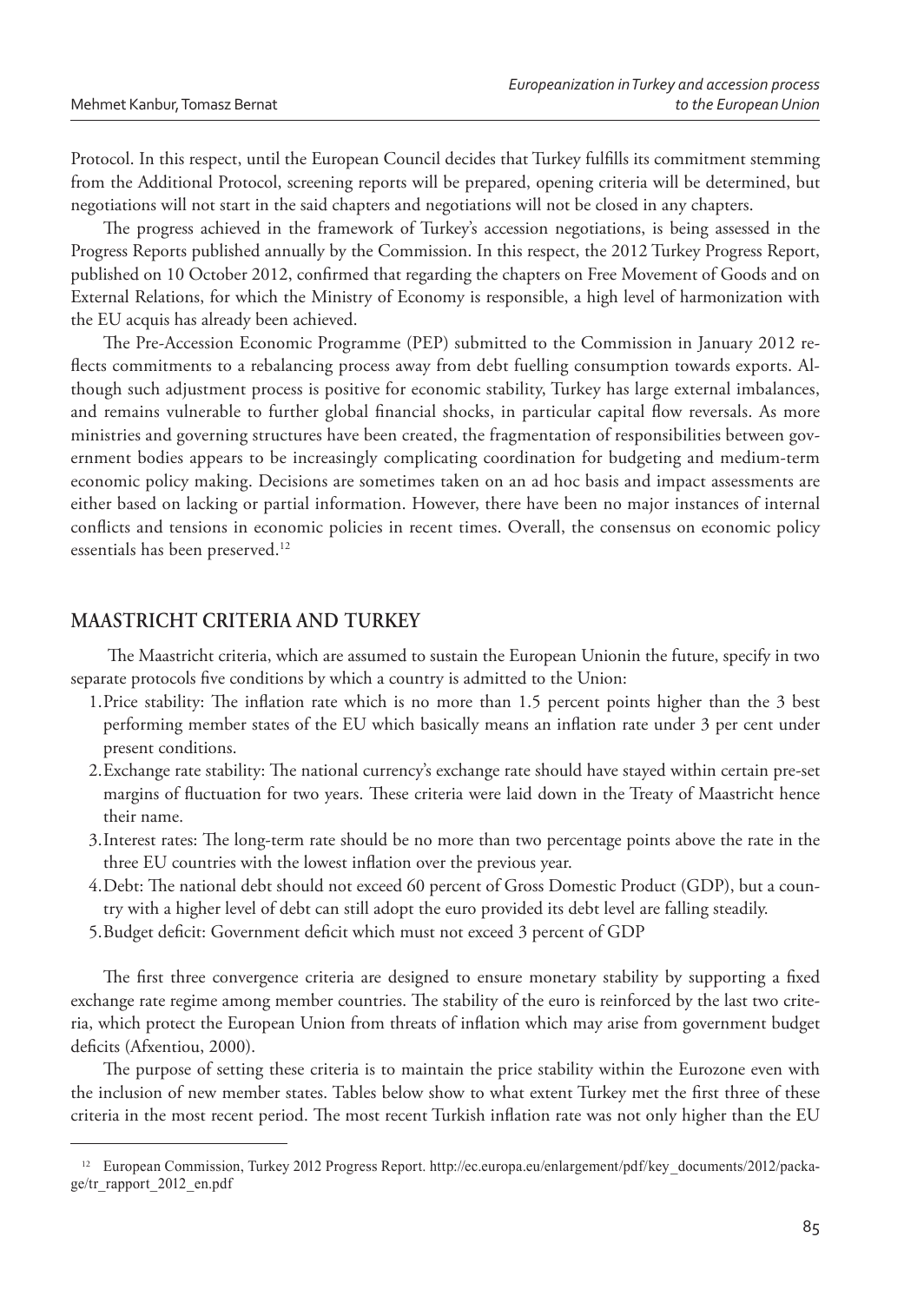Protocol. In this respect, until the European Council decides that Turkey fulfills its commitment stemming from the Additional Protocol, screening reports will be prepared, opening criteria will be determined, but negotiations will not start in the said chapters and negotiations will not be closed in any chapters.

The progress achieved in the framework of Turkey's accession negotiations, is being assessed in the Progress Reports published annually by the Commission. In this respect, the 2012 Turkey Progress Report, published on 10 October 2012, confirmed that regarding the chapters on Free Movement of Goods and on External Relations, for which the Ministry of Economy is responsible, a high level of harmonization with the EU acquis has already been achieved.

The Pre-Accession Economic Programme (PEP) submitted to the Commission in January 2012 reflects commitments to a rebalancing process away from debt fuelling consumption towards exports. Although such adjustment process is positive for economic stability, Turkey has large external imbalances, and remains vulnerable to further global financial shocks, in particular capital flow reversals. As more ministries and governing structures have been created, the fragmentation of responsibilities between government bodies appears to be increasingly complicating coordination for budgeting and medium-term economic policy making. Decisions are sometimes taken on an ad hoc basis and impact assessments are either based on lacking or partial information. However, there have been no major instances of internal conflicts and tensions in economic policies in recent times. Overall, the consensus on economic policy essentials has been preserved.[12]

## MAASTRICHT CRITERIA AND TURKEY

The Maastricht criteria, which are assumed to sustain the European Unionin the future, specify in two separate protocols five conditions by which a country is admitted to the Union:

1. Price stability: The inflation rate which is no more than 1.5 percent points higher than the 3 best performing member states of the EU which basically means an inflation rate under 3 per cent under present conditions.
2. Exchange rate stability: The national currency's exchange rate should have stayed within certain pre-set margins of fluctuation for two years. These criteria were laid down in the Treaty of Maastricht hence their name.
3. Interest rates: The long-term rate should be no more than two percentage points above the rate in the three EU countries with the lowest inflation over the previous year.
4. Debt: The national debt should not exceed 60 percent of Gross Domestic Product (GDP), but a country with a higher level of debt can still adopt the euro provided its debt level are falling steadily.
5. Budget deficit: Government deficit which must not exceed 3 percent of GDP

The first three convergence criteria are designed to ensure monetary stability by supporting a fixed exchange rate regime among member countries. The stability of the euro is reinforced by the last two criteria, which protect the European Union from threats of inflation which may arise from government budget deficits (Afxentiou, 2000).

The purpose of setting these criteria is to maintain the price stability within the Eurozone even with the inclusion of new member states. Tables below show to what extent Turkey met the first three of these criteria in the most recent period. The most recent Turkish inflation rate was not only higher than the EU

[12] European Commission, Turkey 2012 Progress Report. http://ec.europa.eu/enlargement/pdf/key_documents/2012/package/tr_rapport_2012_en.pdf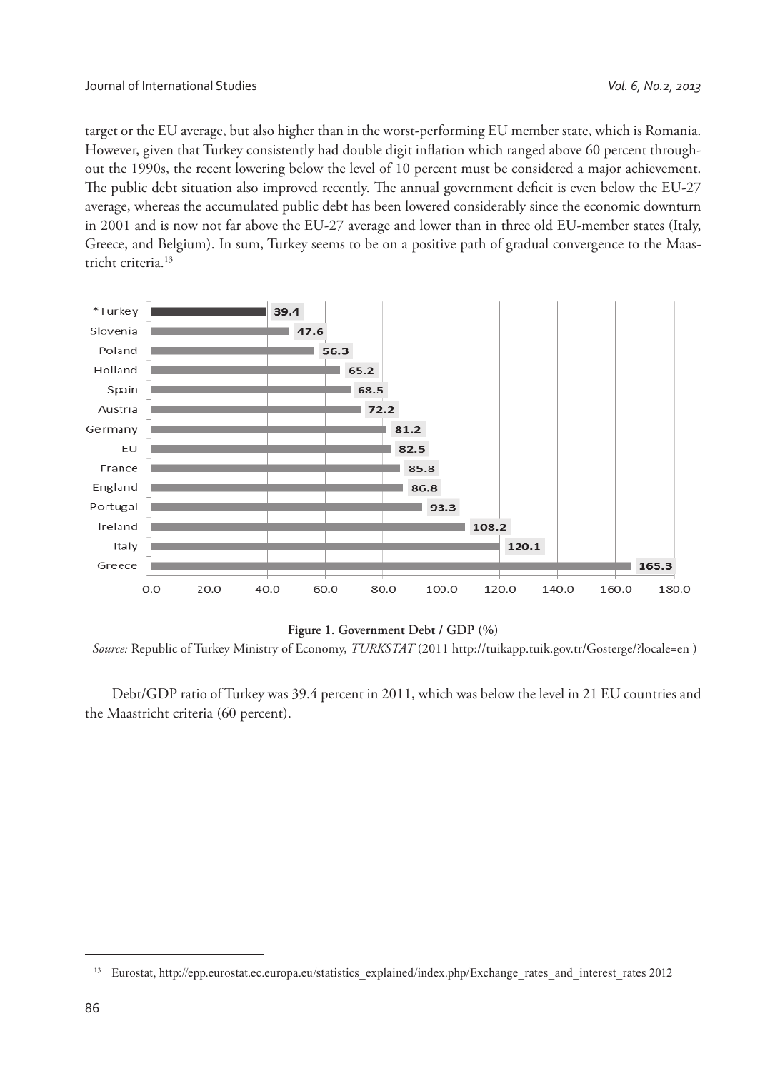target or the EU average, but also higher than in the worst-performing EU member state, which is Romania. However, given that Turkey consistently had double digit inflation which ranged above 60 percent throughout the 1990s, the recent lowering below the level of 10 percent must be considered a major achievement. The public debt situation also improved recently. The annual government deficit is even below the EU-27 average, whereas the accumulated public debt has been lowered considerably since the economic downturn in 2001 and is now not far above the EU-27 average and lower than in three old EU-member states (Italy, Greece, and Belgium). In sum, Turkey seems to be on a positive path of gradual convergence to the Maastricht criteria.[13]

| Country | Government Debt / GDP (%) |
|---|---|
| *Turkey | 39.4 |
| Slovenia | 47.6 |
| Poland | 56.3 |
| Holland | 65.2 |
| Spain | 68.5 |
| Austria | 72.2 |
| Germany | 81.2 |
| EU | 82.5 |
| France | 85.8 |
| England | 86.8 |
| Portugal | 93.3 |
| Ireland | 108.2 |
| Italy | 120.1 |
| Greece | 165.3 |

**Figure 1. Government Debt / GDP** (%)

*Source:* Republic of Turkey Ministry of Economy, *TURKSTAT* (2011 http://tuikapp.tuik.gov.tr/Gosterge/?locale=en )

Debt/GDP ratio of Turkey was 39.4 percent in 2011, which was below the level in 21 EU countries and the Maastricht criteria (60 percent).

[13] Eurostat, http://epp.eurostat.ec.europa.eu/statistics_explained/index.php/Exchange_rates_and_interest_rates 2012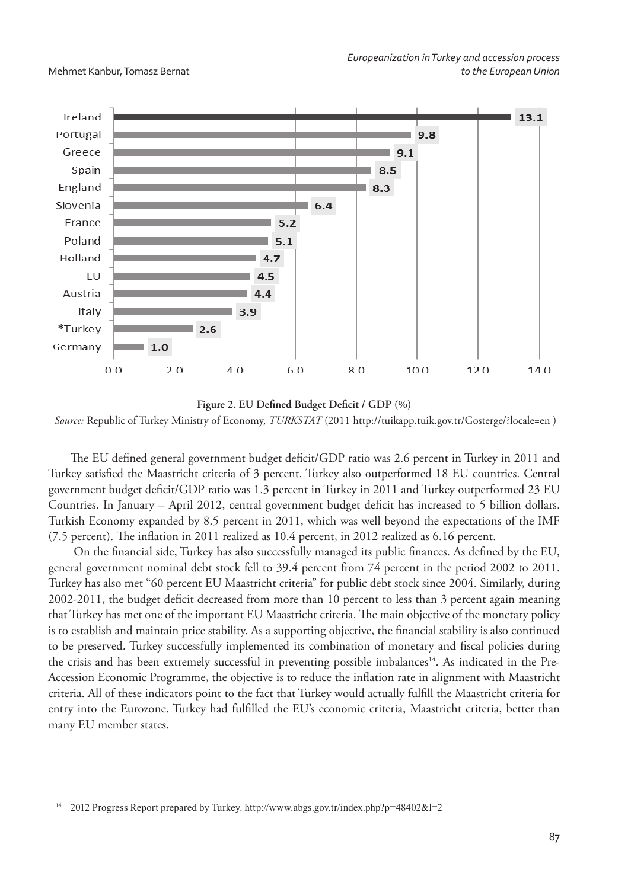| Country | Budget Deficit / GDP (%) |
| --- | --- |
| Ireland | 13.1 |
| Portugal | 9.8 |
| Greece | 9.1 |
| Spain | 8.5 |
| England | 8.3 |
| Slovenia | 6.4 |
| France | 5.2 |
| Poland | 5.1 |
| Holland | 4.7 |
| EU | 4.5 |
| Austria | 4.4 |
| Italy | 3.9 |
| *Turkey | 2.6 |
| Germany | 1.0 |

**Figure 2. EU Defined Budget Deficit / GDP (%)**

*Source:* Republic of Turkey Ministry of Economy, *TURKSTAT* (2011 http://tuikapp.tuik.gov.tr/Gosterge/?locale=en )

The EU defined general government budget deficit/GDP ratio was 2.6 percent in Turkey in 2011 and Turkey satisfied the Maastricht criteria of 3 percent. Turkey also outperformed 18 EU countries. Central government budget deficit/GDP ratio was 1.3 percent in Turkey in 2011 and Turkey outperformed 23 EU Countries. In January – April 2012, central government budget deficit has increased to 5 billion dollars. Turkish Economy expanded by 8.5 percent in 2011, which was well beyond the expectations of the IMF (7.5 percent). The inflation in 2011 realized as 10.4 percent, in 2012 realized as 6.16 percent.

On the financial side, Turkey has also successfully managed its public finances. As defined by the EU, general government nominal debt stock fell to 39.4 percent from 74 percent in the period 2002 to 2011. Turkey has also met "60 percent EU Maastricht criteria" for public debt stock since 2004. Similarly, during 2002-2011, the budget deficit decreased from more than 10 percent to less than 3 percent again meaning that Turkey has met one of the important EU Maastricht criteria. The main objective of the monetary policy is to establish and maintain price stability. As a supporting objective, the financial stability is also continued to be preserved. Turkey successfully implemented its combination of monetary and fiscal policies during the crisis and has been extremely successful in preventing possible imbalances[14]. As indicated in the Pre-Accession Economic Programme, the objective is to reduce the inflation rate in alignment with Maastricht criteria. All of these indicators point to the fact that Turkey would actually fulfill the Maastricht criteria for entry into the Eurozone. Turkey had fulfilled the EU's economic criteria, Maastricht criteria, better than many EU member states.

---

[14] 2012 Progress Report prepared by Turkey. http://www.abgs.gov.tr/index.php?p=48402&l=2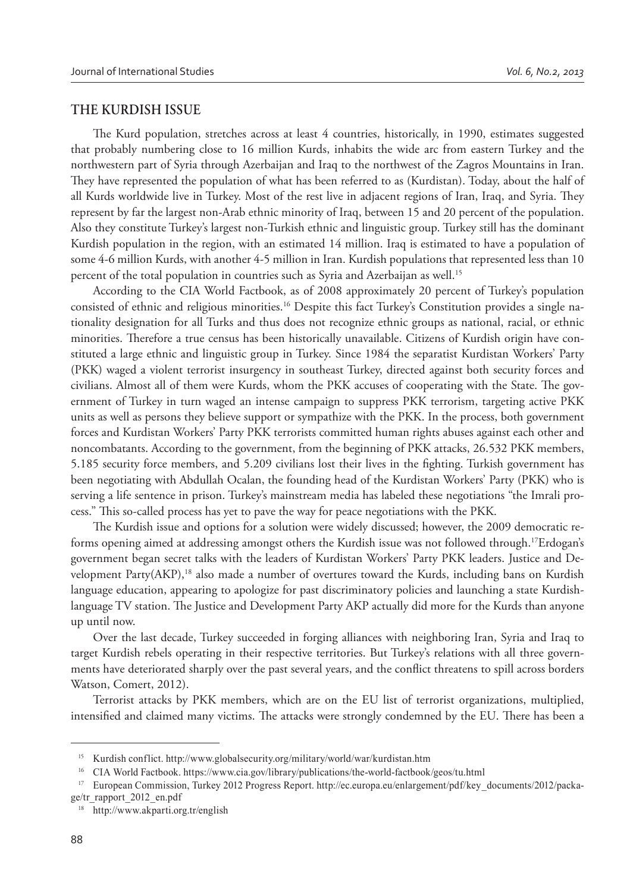## THE KURDISH ISSUE

The Kurd population, stretches across at least 4 countries, historically, in 1990, estimates suggested that probably numbering close to 16 million Kurds, inhabits the wide arc from eastern Turkey and the northwestern part of Syria through Azerbaijan and Iraq to the northwest of the Zagros Mountains in Iran. They have represented the population of what has been referred to as (Kurdistan). Today, about the half of all Kurds worldwide live in Turkey. Most of the rest live in adjacent regions of Iran, Iraq, and Syria. They represent by far the largest non-Arab ethnic minority of Iraq, between 15 and 20 percent of the population. Also they constitute Turkey's largest non-Turkish ethnic and linguistic group. Turkey still has the dominant Kurdish population in the region, with an estimated 14 million. Iraq is estimated to have a population of some 4-6 million Kurds, with another 4-5 million in Iran. Kurdish populations that represented less than 10 percent of the total population in countries such as Syria and Azerbaijan as well.[15]

According to the CIA World Factbook, as of 2008 approximately 20 percent of Turkey's population consisted of ethnic and religious minorities.[16] Despite this fact Turkey's Constitution provides a single nationality designation for all Turks and thus does not recognize ethnic groups as national, racial, or ethnic minorities. Therefore a true census has been historically unavailable. Citizens of Kurdish origin have constituted a large ethnic and linguistic group in Turkey. Since 1984 the separatist Kurdistan Workers' Party (PKK) waged a violent terrorist insurgency in southeast Turkey, directed against both security forces and civilians. Almost all of them were Kurds, whom the PKK accuses of cooperating with the State. The government of Turkey in turn waged an intense campaign to suppress PKK terrorism, targeting active PKK units as well as persons they believe support or sympathize with the PKK. In the process, both government forces and Kurdistan Workers' Party PKK terrorists committed human rights abuses against each other and noncombatants. According to the government, from the beginning of PKK attacks, 26.532 PKK members, 5.185 security force members, and 5.209 civilians lost their lives in the fighting. Turkish government has been negotiating with Abdullah Ocalan, the founding head of the Kurdistan Workers' Party (PKK) who is serving a life sentence in prison. Turkey's mainstream media has labeled these negotiations "the Imrali process." This so-called process has yet to pave the way for peace negotiations with the PKK.

The Kurdish issue and options for a solution were widely discussed; however, the 2009 democratic reforms opening aimed at addressing amongst others the Kurdish issue was not followed through.[17]Erdogan's government began secret talks with the leaders of Kurdistan Workers' Party PKK leaders. Justice and Development Party(AKP),[18] also made a number of overtures toward the Kurds, including bans on Kurdish language education, appearing to apologize for past discriminatory policies and launching a state Kurdish-language TV station. The Justice and Development Party AKP actually did more for the Kurds than anyone up until now.

Over the last decade, Turkey succeeded in forging alliances with neighboring Iran, Syria and Iraq to target Kurdish rebels operating in their respective territories. But Turkey's relations with all three governments have deteriorated sharply over the past several years, and the conflict threatens to spill across borders Watson, Comert, 2012).

Terrorist attacks by PKK members, which are on the EU list of terrorist organizations, multiplied, intensified and claimed many victims. The attacks were strongly condemned by the EU. There has been a

---

[15] Kurdish conflict. http://www.globalsecurity.org/military/world/war/kurdistan.htm

[16] CIA World Factbook. https://www.cia.gov/library/publications/the-world-factbook/geos/tu.html

[17] European Commission, Turkey 2012 Progress Report. http://ec.europa.eu/enlargement/pdf/key_documents/2012/package/tr_rapport_2012_en.pdf

[18] http://www.akparti.org.tr/english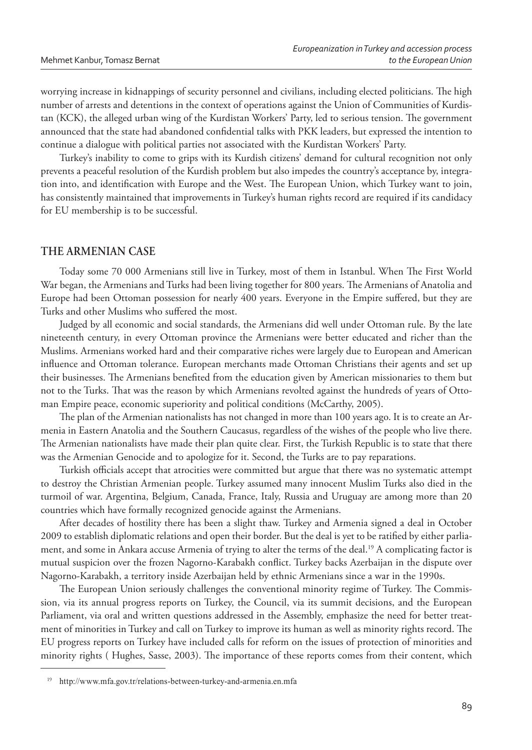worrying increase in kidnappings of security personnel and civilians, including elected politicians. The high number of arrests and detentions in the context of operations against the Union of Communities of Kurdistan (KCK), the alleged urban wing of the Kurdistan Workers' Party, led to serious tension. The government announced that the state had abandoned confidential talks with PKK leaders, but expressed the intention to continue a dialogue with political parties not associated with the Kurdistan Workers' Party.

Turkey's inability to come to grips with its Kurdish citizens' demand for cultural recognition not only prevents a peaceful resolution of the Kurdish problem but also impedes the country's acceptance by, integration into, and identification with Europe and the West. The European Union, which Turkey want to join, has consistently maintained that improvements in Turkey's human rights record are required if its candidacy for EU membership is to be successful.

## THE ARMENIAN CASE

Today some 70 000 Armenians still live in Turkey, most of them in Istanbul. When The First World War began, the Armenians and Turks had been living together for 800 years. The Armenians of Anatolia and Europe had been Ottoman possession for nearly 400 years. Everyone in the Empire suffered, but they are Turks and other Muslims who suffered the most.

Judged by all economic and social standards, the Armenians did well under Ottoman rule. By the late nineteenth century, in every Ottoman province the Armenians were better educated and richer than the Muslims. Armenians worked hard and their comparative riches were largely due to European and American influence and Ottoman tolerance. European merchants made Ottoman Christians their agents and set up their businesses. The Armenians benefited from the education given by American missionaries to them but not to the Turks. That was the reason by which Armenians revolted against the hundreds of years of Ottoman Empire peace, economic superiority and political conditions (McCarthy, 2005).

The plan of the Armenian nationalists has not changed in more than 100 years ago. It is to create an Armenia in Eastern Anatolia and the Southern Caucasus, regardless of the wishes of the people who live there. The Armenian nationalists have made their plan quite clear. First, the Turkish Republic is to state that there was the Armenian Genocide and to apologize for it. Second, the Turks are to pay reparations.

Turkish officials accept that atrocities were committed but argue that there was no systematic attempt to destroy the Christian Armenian people. Turkey assumed many innocent Muslim Turks also died in the turmoil of war. Argentina, Belgium, Canada, France, Italy, Russia and Uruguay are among more than 20 countries which have formally recognized genocide against the Armenians.

After decades of hostility there has been a slight thaw. Turkey and Armenia signed a deal in October 2009 to establish diplomatic relations and open their border. But the deal is yet to be ratified by either parliament, and some in Ankara accuse Armenia of trying to alter the terms of the deal.[19] A complicating factor is mutual suspicion over the frozen Nagorno-Karabakh conflict. Turkey backs Azerbaijan in the dispute over Nagorno-Karabakh, a territory inside Azerbaijan held by ethnic Armenians since a war in the 1990s.

The European Union seriously challenges the conventional minority regime of Turkey. The Commission, via its annual progress reports on Turkey, the Council, via its summit decisions, and the European Parliament, via oral and written questions addressed in the Assembly, emphasize the need for better treatment of minorities in Turkey and call on Turkey to improve its human as well as minority rights record. The EU progress reports on Turkey have included calls for reform on the issues of protection of minorities and minority rights ( Hughes, Sasse, 2003). The importance of these reports comes from their content, which

[19] http://www.mfa.gov.tr/relations-between-turkey-and-armenia.en.mfa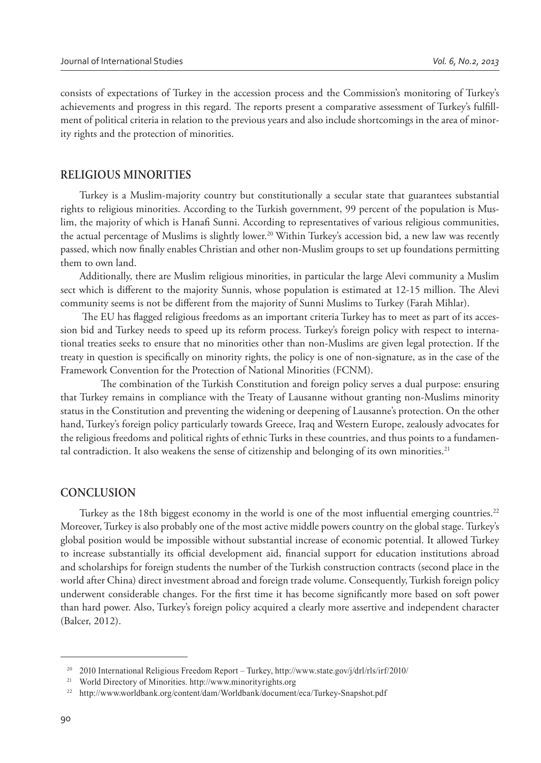consists of expectations of Turkey in the accession process and the Commission's monitoring of Turkey's achievements and progress in this regard. The reports present a comparative assessment of Turkey's fulfillment of political criteria in relation to the previous years and also include shortcomings in the area of minority rights and the protection of minorities.

## RELIGIOUS MINORITIES

Turkey is a Muslim-majority country but constitutionally a secular state that guarantees substantial rights to religious minorities. According to the Turkish government, 99 percent of the population is Muslim, the majority of which is Hanafi Sunni. According to representatives of various religious communities, the actual percentage of Muslims is slightly lower.[20] Within Turkey's accession bid, a new law was recently passed, which now finally enables Christian and other non-Muslim groups to set up foundations permitting them to own land.

Additionally, there are Muslim religious minorities, in particular the large Alevi community a Muslim sect which is different to the majority Sunnis, whose population is estimated at 12-15 million. The Alevi community seems is not be different from the majority of Sunni Muslims to Turkey (Farah Mihlar).

The EU has flagged religious freedoms as an important criteria Turkey has to meet as part of its accession bid and Turkey needs to speed up its reform process. Turkey's foreign policy with respect to international treaties seeks to ensure that no minorities other than non-Muslims are given legal protection. If the treaty in question is specifically on minority rights, the policy is one of non-signature, as in the case of the Framework Convention for the Protection of National Minorities (FCNM).

The combination of the Turkish Constitution and foreign policy serves a dual purpose: ensuring that Turkey remains in compliance with the Treaty of Lausanne without granting non-Muslims minority status in the Constitution and preventing the widening or deepening of Lausanne's protection. On the other hand, Turkey's foreign policy particularly towards Greece, Iraq and Western Europe, zealously advocates for the religious freedoms and political rights of ethnic Turks in these countries, and thus points to a fundamental contradiction. It also weakens the sense of citizenship and belonging of its own minorities.[21]

## CONCLUSION

Turkey as the 18th biggest economy in the world is one of the most influential emerging countries.[22] Moreover, Turkey is also probably one of the most active middle powers country on the global stage. Turkey's global position would be impossible without substantial increase of economic potential. It allowed Turkey to increase substantially its official development aid, financial support for education institutions abroad and scholarships for foreign students the number of the Turkish construction contracts (second place in the world after China) direct investment abroad and foreign trade volume. Consequently, Turkish foreign policy underwent considerable changes. For the first time it has become significantly more based on soft power than hard power. Also, Turkey's foreign policy acquired a clearly more assertive and independent character (Balcer, 2012).

---

[20] 2010 International Religious Freedom Report – Turkey, http://www.state.gov/j/drl/rls/irf/2010/

[21] World Directory of Minorities. http://www.minorityrights.org

[22] http://www.worldbank.org/content/dam/Worldbank/document/eca/Turkey-Snapshot.pdf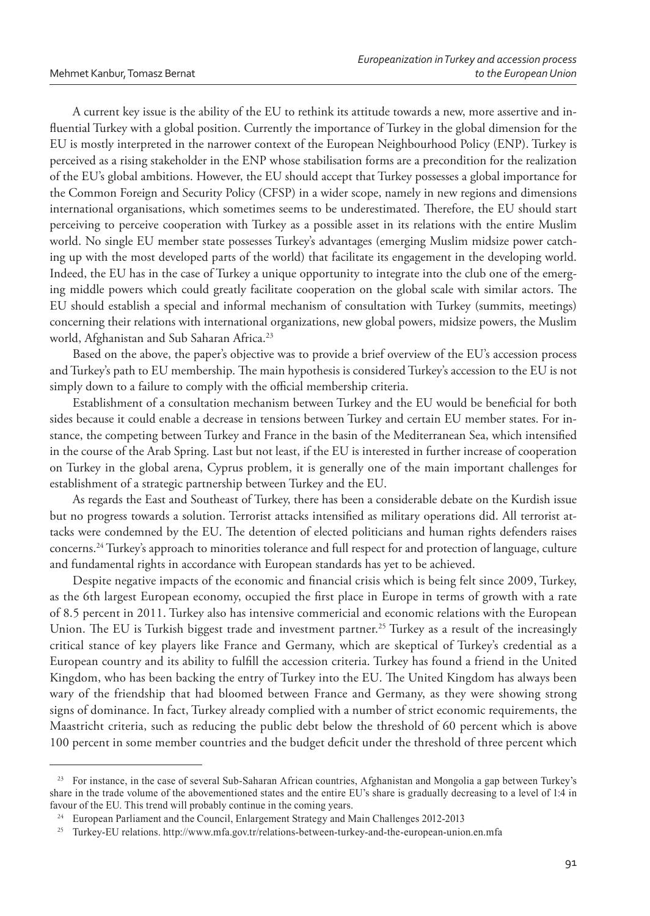A current key issue is the ability of the EU to rethink its attitude towards a new, more assertive and influential Turkey with a global position. Currently the importance of Turkey in the global dimension for the EU is mostly interpreted in the narrower context of the European Neighbourhood Policy (ENP). Turkey is perceived as a rising stakeholder in the ENP whose stabilisation forms are a precondition for the realization of the EU's global ambitions. However, the EU should accept that Turkey possesses a global importance for the Common Foreign and Security Policy (CFSP) in a wider scope, namely in new regions and dimensions international organisations, which sometimes seems to be underestimated. Therefore, the EU should start perceiving to perceive cooperation with Turkey as a possible asset in its relations with the entire Muslim world. No single EU member state possesses Turkey's advantages (emerging Muslim midsize power catching up with the most developed parts of the world) that facilitate its engagement in the developing world. Indeed, the EU has in the case of Turkey a unique opportunity to integrate into the club one of the emerging middle powers which could greatly facilitate cooperation on the global scale with similar actors. The EU should establish a special and informal mechanism of consultation with Turkey (summits, meetings) concerning their relations with international organizations, new global powers, midsize powers, the Muslim world, Afghanistan and Sub Saharan Africa.[23]

Based on the above, the paper's objective was to provide a brief overview of the EU's accession process and Turkey's path to EU membership. The main hypothesis is considered Turkey's accession to the EU is not simply down to a failure to comply with the official membership criteria.

Establishment of a consultation mechanism between Turkey and the EU would be beneficial for both sides because it could enable a decrease in tensions between Turkey and certain EU member states. For instance, the competing between Turkey and France in the basin of the Mediterranean Sea, which intensified in the course of the Arab Spring. Last but not least, if the EU is interested in further increase of cooperation on Turkey in the global arena, Cyprus problem, it is generally one of the main important challenges for establishment of a strategic partnership between Turkey and the EU.

As regards the East and Southeast of Turkey, there has been a considerable debate on the Kurdish issue but no progress towards a solution. Terrorist attacks intensified as military operations did. All terrorist attacks were condemned by the EU. The detention of elected politicians and human rights defenders raises concerns.[24] Turkey's approach to minorities tolerance and full respect for and protection of language, culture and fundamental rights in accordance with European standards has yet to be achieved.

Despite negative impacts of the economic and financial crisis which is being felt since 2009, Turkey, as the 6th largest European economy, occupied the first place in Europe in terms of growth with a rate of 8.5 percent in 2011. Turkey also has intensive commericial and economic relations with the European Union. The EU is Turkish biggest trade and investment partner.[25] Turkey as a result of the increasingly critical stance of key players like France and Germany, which are skeptical of Turkey's credential as a European country and its ability to fulfill the accession criteria. Turkey has found a friend in the United Kingdom, who has been backing the entry of Turkey into the EU. The United Kingdom has always been wary of the friendship that had bloomed between France and Germany, as they were showing strong signs of dominance. In fact, Turkey already complied with a number of strict economic requirements, the Maastricht criteria, such as reducing the public debt below the threshold of 60 percent which is above 100 percent in some member countries and the budget deficit under the threshold of three percent which

---

[23] For instance, in the case of several Sub-Saharan African countries, Afghanistan and Mongolia a gap between Turkey's share in the trade volume of the abovementioned states and the entire EU's share is gradually decreasing to a level of 1:4 in favour of the EU. This trend will probably continue in the coming years.

[24] European Parliament and the Council, Enlargement Strategy and Main Challenges 2012-2013

[25] Turkey-EU relations. http://www.mfa.gov.tr/relations-between-turkey-and-the-european-union.en.mfa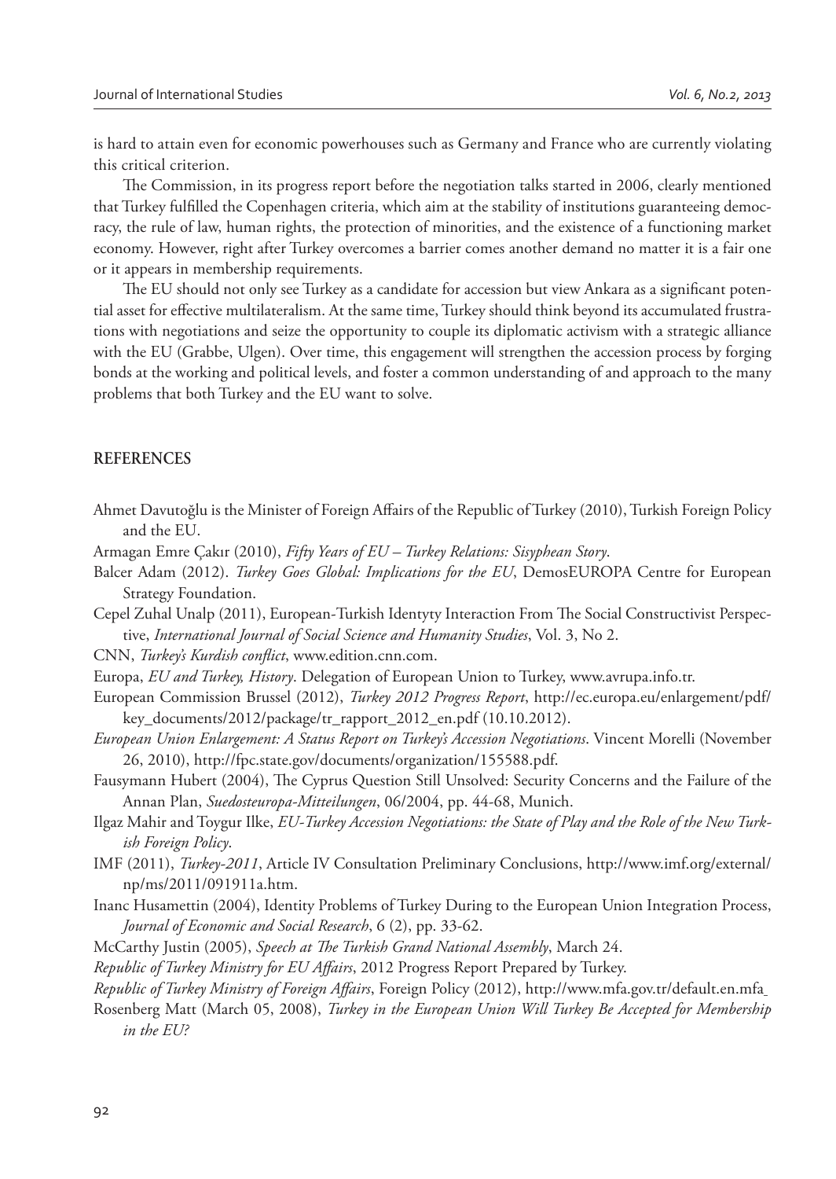is hard to attain even for economic powerhouses such as Germany and France who are currently violating this critical criterion.

The Commission, in its progress report before the negotiation talks started in 2006, clearly mentioned that Turkey fulfilled the Copenhagen criteria, which aim at the stability of institutions guaranteeing democracy, the rule of law, human rights, the protection of minorities, and the existence of a functioning market economy. However, right after Turkey overcomes a barrier comes another demand no matter it is a fair one or it appears in membership requirements.

The EU should not only see Turkey as a candidate for accession but view Ankara as a significant potential asset for effective multilateralism. At the same time, Turkey should think beyond its accumulated frustrations with negotiations and seize the opportunity to couple its diplomatic activism with a strategic alliance with the EU (Grabbe, Ulgen). Over time, this engagement will strengthen the accession process by forging bonds at the working and political levels, and foster a common understanding of and approach to the many problems that both Turkey and the EU want to solve.

## REFERENCES

Ahmet Davutoğlu is the Minister of Foreign Affairs of the Republic of Turkey (2010), Turkish Foreign Policy and the EU.

Armagan Emre Çakır (2010), *Fifty Years of EU – Turkey Relations: Sisyphean Story*.

Balcer Adam (2012). *Turkey Goes Global: Implications for the EU*, DemosEUROPA Centre for European Strategy Foundation.

Cepel Zuhal Unalp (2011), European-Turkish Identyty Interaction From The Social Constructivist Perspective, *International Journal of Social Science and Humanity Studies*, Vol. 3, No 2.

CNN, *Turkey's Kurdish conflict*, www.edition.cnn.com.

Europa, *EU and Turkey, History*. Delegation of European Union to Turkey, www.avrupa.info.tr.

European Commission Brussel (2012), *Turkey 2012 Progress Report*, http://ec.europa.eu/enlargement/pdf/key_documents/2012/package/tr_rapport_2012_en.pdf (10.10.2012).

*European Union Enlargement: A Status Report on Turkey's Accession Negotiations*. Vincent Morelli (November 26, 2010), http://fpc.state.gov/documents/organization/155588.pdf.

Fausymann Hubert (2004), The Cyprus Question Still Unsolved: Security Concerns and the Failure of the Annan Plan, *Suedosteuropa-Mitteilungen*, 06/2004, pp. 44-68, Munich.

Ilgaz Mahir and Toygur Ilke, *EU-Turkey Accession Negotiations: the State of Play and the Role of the New Turkish Foreign Policy*.

IMF (2011), *Turkey-2011*, Article IV Consultation Preliminary Conclusions, http://www.imf.org/external/np/ms/2011/091911a.htm.

Inanc Husamettin (2004), Identity Problems of Turkey During to the European Union Integration Process, *Journal of Economic and Social Research*, 6 (2), pp. 33-62.

McCarthy Justin (2005), *Speech at The Turkish Grand National Assembly*, March 24.

*Republic of Turkey Ministry for EU Affairs*, 2012 Progress Report Prepared by Turkey.

*Republic of Turkey Ministry of Foreign Affairs*, Foreign Policy (2012), http://www.mfa.gov.tr/default.en.mfa

Rosenberg Matt (March 05, 2008), *Turkey in the European Union Will Turkey Be Accepted for Membership in the EU?*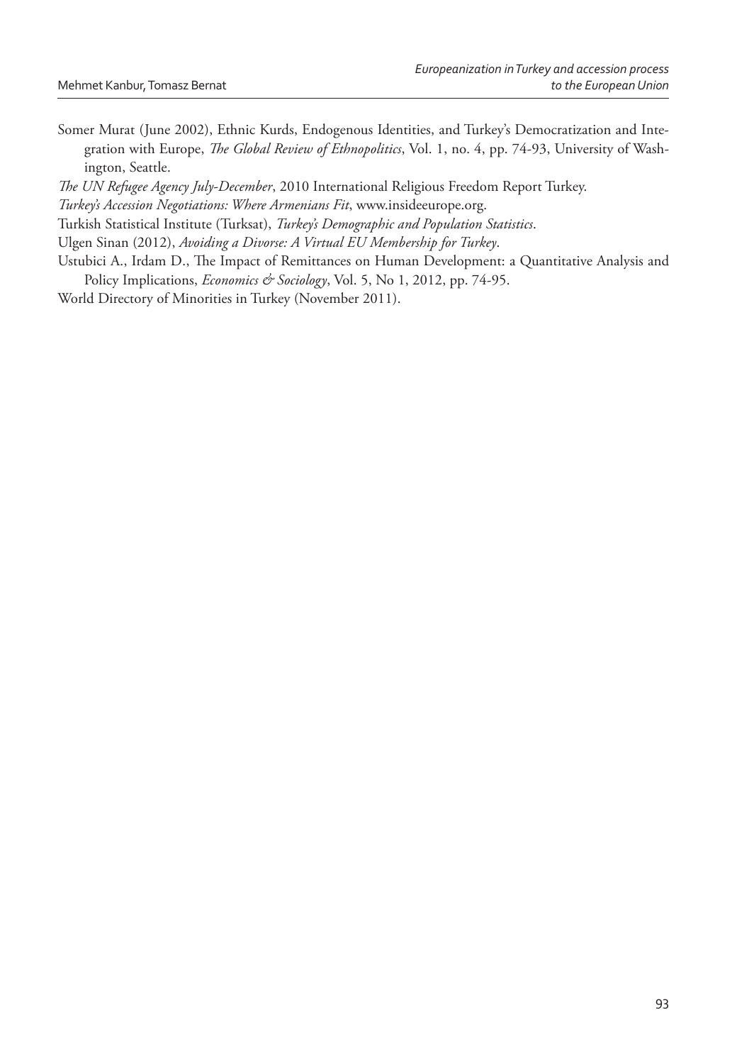Somer Murat (June 2002), Ethnic Kurds, Endogenous Identities, and Turkey's Democratization and Integration with Europe, *The Global Review of Ethnopolitics*, Vol. 1, no. 4, pp. 74-93, University of Washington, Seattle.

*The UN Refugee Agency July-December*, 2010 International Religious Freedom Report Turkey.

*Turkey's Accession Negotiations: Where Armenians Fit*, www.insideeurope.org.

Turkish Statistical Institute (Turksat), *Turkey's Demographic and Population Statistics*.

Ulgen Sinan (2012), *Avoiding a Divorse: A Virtual EU Membership for Turkey*.

Ustubici A., Irdam D., The Impact of Remittances on Human Development: a Quantitative Analysis and Policy Implications, *Economics & Sociology*, Vol. 5, No 1, 2012, pp. 74-95.

World Directory of Minorities in Turkey (November 2011).